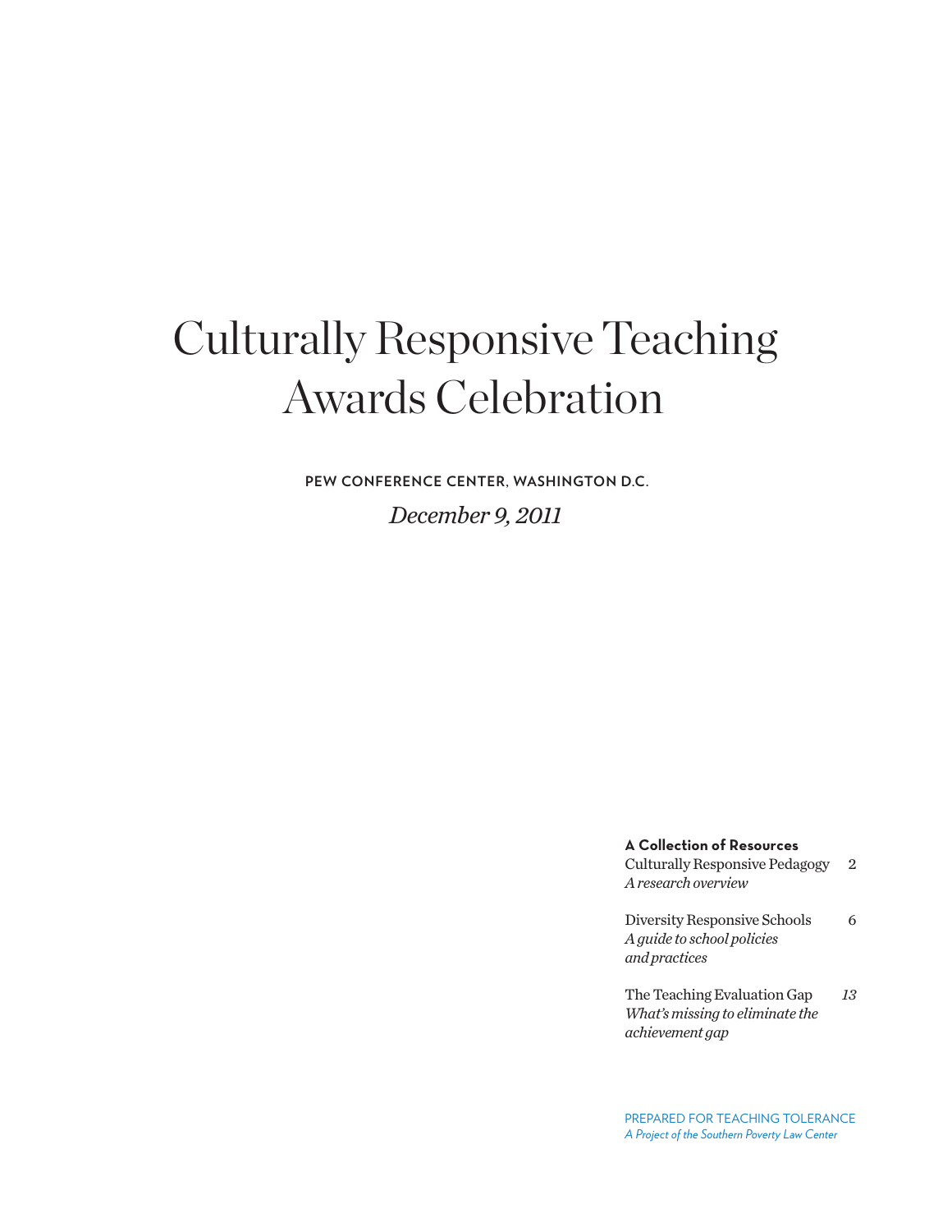# Culturally Responsive Teaching Awards Celebration

**PEW CONFERENCE CENTER, WASHINGTON D.C.**

*December 9, 2011*

**A Collection of Resources**

| | |
|---|---|
| Culturally Responsive Pedagogy *A research overview* | 2 |
| Diversity Responsive Schools *A guide to school policies and practices* | 6 |
| The Teaching Evaluation Gap *What's missing to eliminate the achievement gap* | *13* |

PREPARED FOR TEACHING TOLERANCE
*A Project of the Southern Poverty Law Center*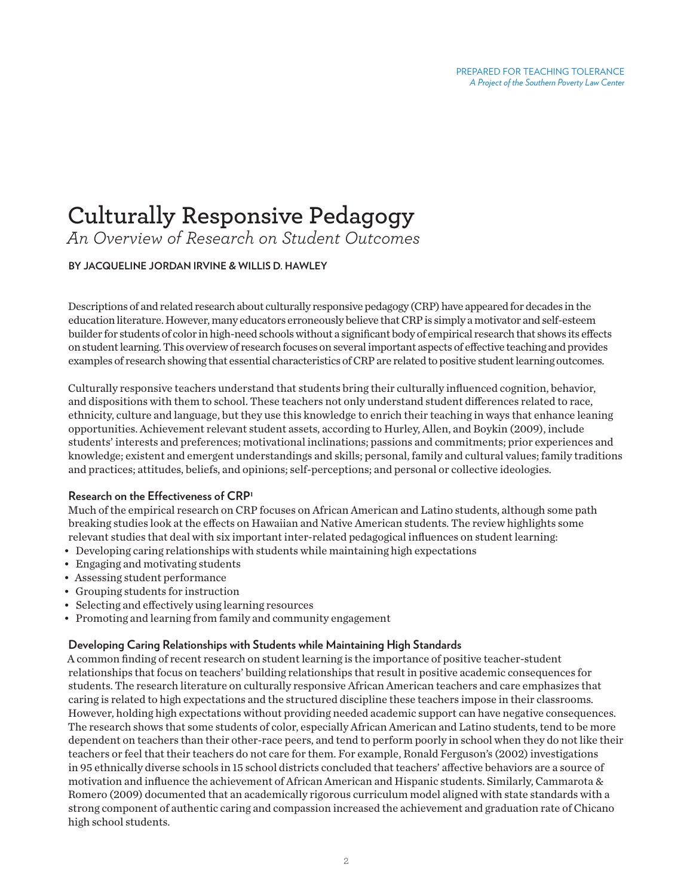PREPARED FOR TEACHING TOLERANCE
*A Project of the Southern Poverty Law Center*

# Culturally Responsive Pedagogy

*An Overview of Research on Student Outcomes*

**BY JACQUELINE JORDAN IRVINE & WILLIS D. HAWLEY**

Descriptions of and related research about culturally responsive pedagogy (CRP) have appeared for decades in the education literature. However, many educators erroneously believe that CRP is simply a motivator and self-esteem builder for students of color in high-need schools without a significant body of empirical research that shows its effects on student learning. This overview of research focuses on several important aspects of effective teaching and provides examples of research showing that essential characteristics of CRP are related to positive student learning outcomes.

Culturally responsive teachers understand that students bring their culturally influenced cognition, behavior, and dispositions with them to school. These teachers not only understand student differences related to race, ethnicity, culture and language, but they use this knowledge to enrich their teaching in ways that enhance leaning opportunities. Achievement relevant student assets, according to Hurley, Allen, and Boykin (2009), include students' interests and preferences; motivational inclinations; passions and commitments; prior experiences and knowledge; existent and emergent understandings and skills; personal, family and cultural values; family traditions and practices; attitudes, beliefs, and opinions; self-perceptions; and personal or collective ideologies.

### Research on the Effectiveness of CRP[1]

Much of the empirical research on CRP focuses on African American and Latino students, although some path breaking studies look at the effects on Hawaiian and Native American students. The review highlights some relevant studies that deal with six important inter-related pedagogical influences on student learning:

- Developing caring relationships with students while maintaining high expectations
- Engaging and motivating students
- Assessing student performance
- Grouping students for instruction
- Selecting and effectively using learning resources
- Promoting and learning from family and community engagement

### Developing Caring Relationships with Students while Maintaining High Standards

A common finding of recent research on student learning is the importance of positive teacher-student relationships that focus on teachers' building relationships that result in positive academic consequences for students. The research literature on culturally responsive African American teachers and care emphasizes that caring is related to high expectations and the structured discipline these teachers impose in their classrooms. However, holding high expectations without providing needed academic support can have negative consequences. The research shows that some students of color, especially African American and Latino students, tend to be more dependent on teachers than their other-race peers, and tend to perform poorly in school when they do not like their teachers or feel that their teachers do not care for them. For example, Ronald Ferguson's (2002) investigations in 95 ethnically diverse schools in 15 school districts concluded that teachers' affective behaviors are a source of motivation and influence the achievement of African American and Hispanic students. Similarly, Cammarota & Romero (2009) documented that an academically rigorous curriculum model aligned with state standards with a strong component of authentic caring and compassion increased the achievement and graduation rate of Chicano high school students.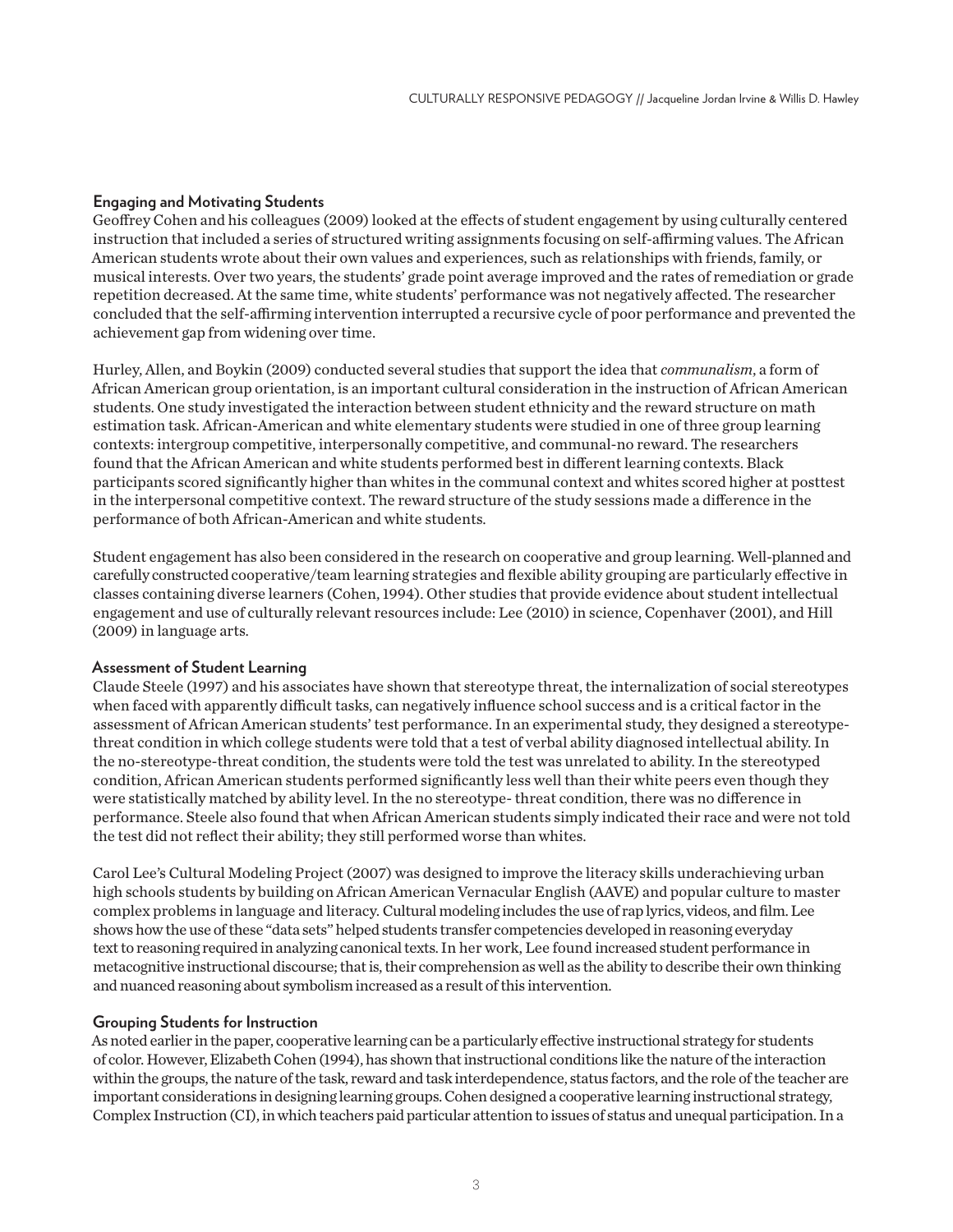### Engaging and Motivating Students

Geoffrey Cohen and his colleagues (2009) looked at the effects of student engagement by using culturally centered instruction that included a series of structured writing assignments focusing on self-affirming values. The African American students wrote about their own values and experiences, such as relationships with friends, family, or musical interests. Over two years, the students' grade point average improved and the rates of remediation or grade repetition decreased. At the same time, white students' performance was not negatively affected. The researcher concluded that the self-affirming intervention interrupted a recursive cycle of poor performance and prevented the achievement gap from widening over time.

Hurley, Allen, and Boykin (2009) conducted several studies that support the idea that *communalism*, a form of African American group orientation, is an important cultural consideration in the instruction of African American students. One study investigated the interaction between student ethnicity and the reward structure on math estimation task. African-American and white elementary students were studied in one of three group learning contexts: intergroup competitive, interpersonally competitive, and communal-no reward. The researchers found that the African American and white students performed best in different learning contexts. Black participants scored significantly higher than whites in the communal context and whites scored higher at posttest in the interpersonal competitive context. The reward structure of the study sessions made a difference in the performance of both African-American and white students.

Student engagement has also been considered in the research on cooperative and group learning. Well-planned and carefully constructed cooperative/team learning strategies and flexible ability grouping are particularly effective in classes containing diverse learners (Cohen, 1994). Other studies that provide evidence about student intellectual engagement and use of culturally relevant resources include: Lee (2010) in science, Copenhaver (2001), and Hill (2009) in language arts.

### Assessment of Student Learning

Claude Steele (1997) and his associates have shown that stereotype threat, the internalization of social stereotypes when faced with apparently difficult tasks, can negatively influence school success and is a critical factor in the assessment of African American students' test performance. In an experimental study, they designed a stereotype-threat condition in which college students were told that a test of verbal ability diagnosed intellectual ability. In the no-stereotype-threat condition, the students were told the test was unrelated to ability. In the stereotyped condition, African American students performed significantly less well than their white peers even though they were statistically matched by ability level. In the no stereotype- threat condition, there was no difference in performance. Steele also found that when African American students simply indicated their race and were not told the test did not reflect their ability; they still performed worse than whites.

Carol Lee's Cultural Modeling Project (2007) was designed to improve the literacy skills underachieving urban high schools students by building on African American Vernacular English (AAVE) and popular culture to master complex problems in language and literacy. Cultural modeling includes the use of rap lyrics, videos, and film. Lee shows how the use of these "data sets" helped students transfer competencies developed in reasoning everyday text to reasoning required in analyzing canonical texts. In her work, Lee found increased student performance in metacognitive instructional discourse; that is, their comprehension as well as the ability to describe their own thinking and nuanced reasoning about symbolism increased as a result of this intervention.

### Grouping Students for Instruction

As noted earlier in the paper, cooperative learning can be a particularly effective instructional strategy for students of color. However, Elizabeth Cohen (1994), has shown that instructional conditions like the nature of the interaction within the groups, the nature of the task, reward and task interdependence, status factors, and the role of the teacher are important considerations in designing learning groups. Cohen designed a cooperative learning instructional strategy, Complex Instruction (CI), in which teachers paid particular attention to issues of status and unequal participation. In a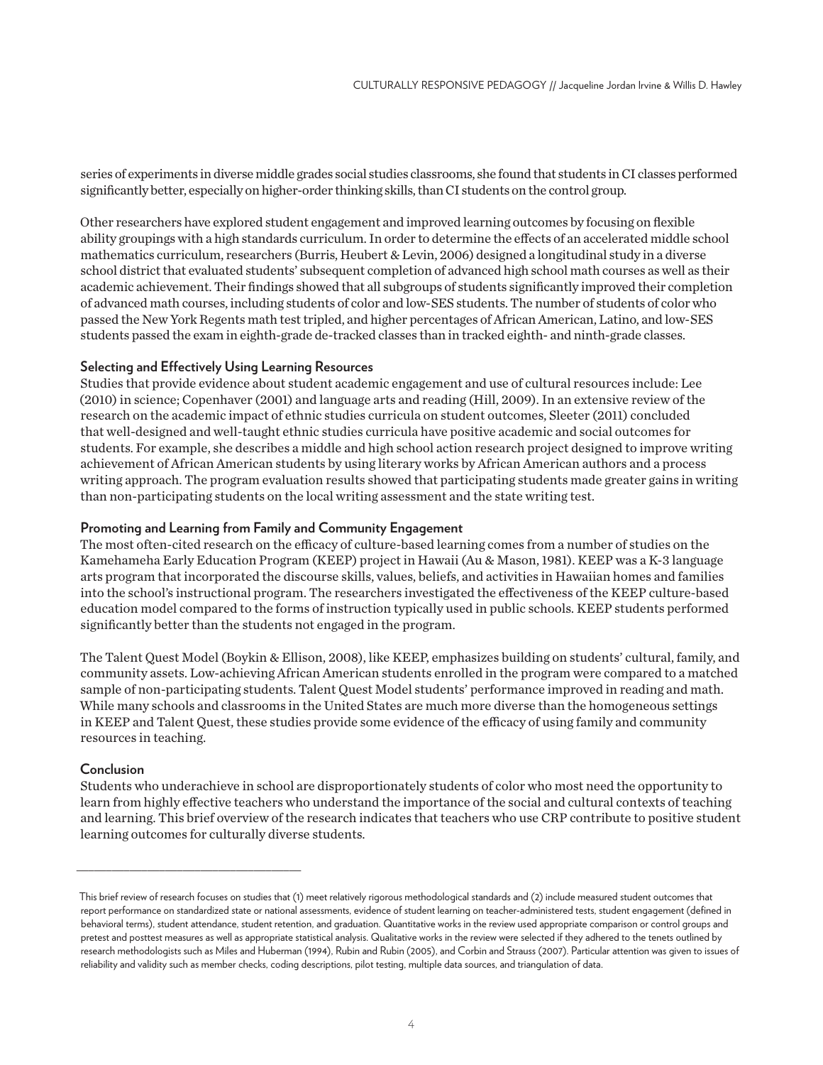series of experiments in diverse middle grades social studies classrooms, she found that students in CI classes performed significantly better, especially on higher-order thinking skills, than CI students on the control group.

Other researchers have explored student engagement and improved learning outcomes by focusing on flexible ability groupings with a high standards curriculum. In order to determine the effects of an accelerated middle school mathematics curriculum, researchers (Burris, Heubert & Levin, 2006) designed a longitudinal study in a diverse school district that evaluated students' subsequent completion of advanced high school math courses as well as their academic achievement. Their findings showed that all subgroups of students significantly improved their completion of advanced math courses, including students of color and low-SES students. The number of students of color who passed the New York Regents math test tripled, and higher percentages of African American, Latino, and low-SES students passed the exam in eighth-grade de-tracked classes than in tracked eighth- and ninth-grade classes.

### Selecting and Effectively Using Learning Resources

Studies that provide evidence about student academic engagement and use of cultural resources include: Lee (2010) in science; Copenhaver (2001) and language arts and reading (Hill, 2009). In an extensive review of the research on the academic impact of ethnic studies curricula on student outcomes, Sleeter (2011) concluded that well-designed and well-taught ethnic studies curricula have positive academic and social outcomes for students. For example, she describes a middle and high school action research project designed to improve writing achievement of African American students by using literary works by African American authors and a process writing approach. The program evaluation results showed that participating students made greater gains in writing than non-participating students on the local writing assessment and the state writing test.

### Promoting and Learning from Family and Community Engagement

The most often-cited research on the efficacy of culture-based learning comes from a number of studies on the Kamehameha Early Education Program (KEEP) project in Hawaii (Au & Mason, 1981). KEEP was a K-3 language arts program that incorporated the discourse skills, values, beliefs, and activities in Hawaiian homes and families into the school's instructional program. The researchers investigated the effectiveness of the KEEP culture-based education model compared to the forms of instruction typically used in public schools. KEEP students performed significantly better than the students not engaged in the program.

The Talent Quest Model (Boykin & Ellison, 2008), like KEEP, emphasizes building on students' cultural, family, and community assets. Low-achieving African American students enrolled in the program were compared to a matched sample of non-participating students. Talent Quest Model students' performance improved in reading and math. While many schools and classrooms in the United States are much more diverse than the homogeneous settings in KEEP and Talent Quest, these studies provide some evidence of the efficacy of using family and community resources in teaching.

### Conclusion

Students who underachieve in school are disproportionately students of color who most need the opportunity to learn from highly effective teachers who understand the importance of the social and cultural contexts of teaching and learning. This brief overview of the research indicates that teachers who use CRP contribute to positive student learning outcomes for culturally diverse students.

---

This brief review of research focuses on studies that (1) meet relatively rigorous methodological standards and (2) include measured student outcomes that report performance on standardized state or national assessments, evidence of student learning on teacher-administered tests, student engagement (defined in behavioral terms), student attendance, student retention, and graduation. Quantitative works in the review used appropriate comparison or control groups and pretest and posttest measures as well as appropriate statistical analysis. Qualitative works in the review were selected if they adhered to the tenets outlined by research methodologists such as Miles and Huberman (1994), Rubin and Rubin (2005), and Corbin and Strauss (2007). Particular attention was given to issues of reliability and validity such as member checks, coding descriptions, pilot testing, multiple data sources, and triangulation of data.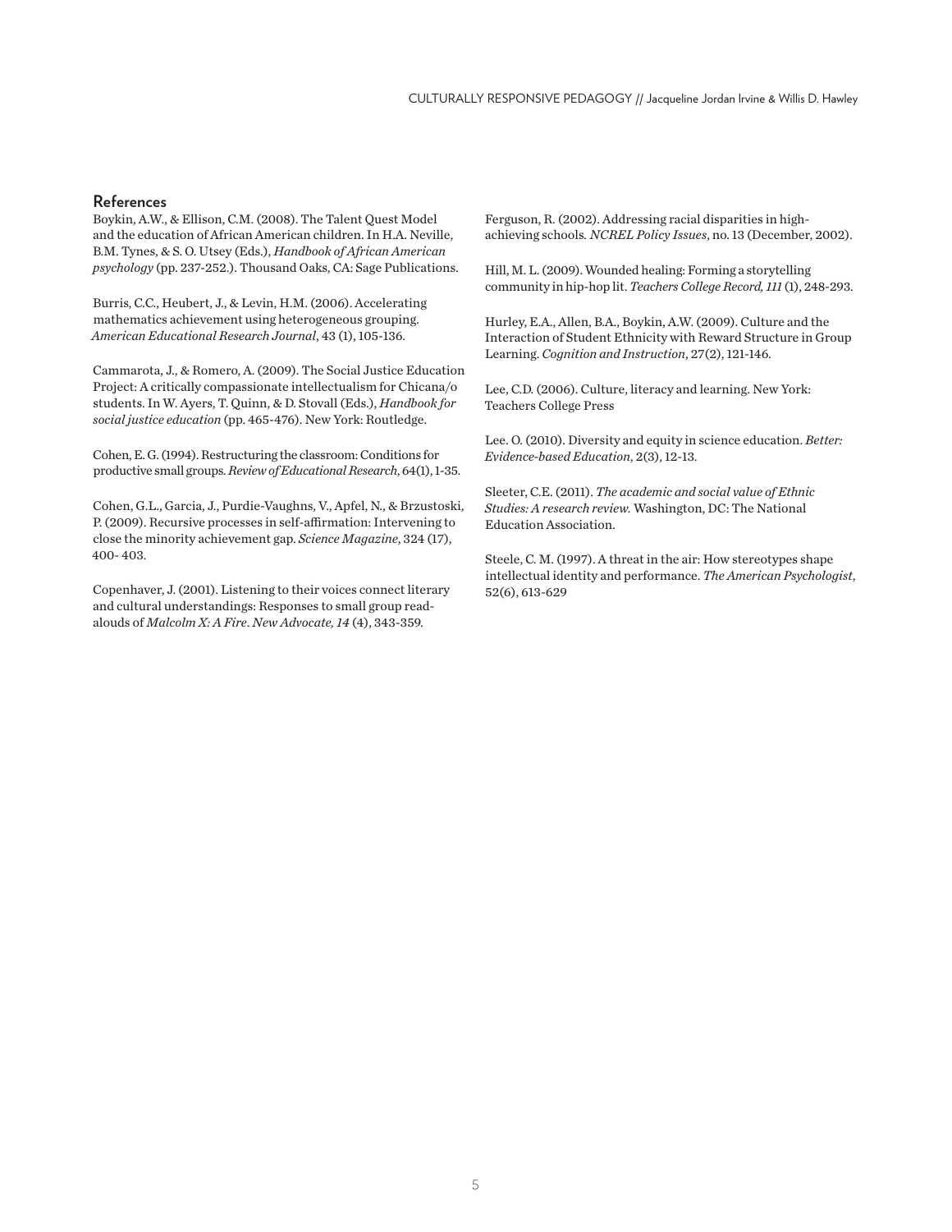## References

Boykin, A.W., & Ellison, C.M. (2008). The Talent Quest Model and the education of African American children. In H.A. Neville, B.M. Tynes, & S. O. Utsey (Eds.), *Handbook of African American psychology* (pp. 237-252.). Thousand Oaks, CA: Sage Publications.

Burris, C.C., Heubert, J., & Levin, H.M. (2006). Accelerating mathematics achievement using heterogeneous grouping. *American Educational Research Journal*, 43 (1), 105-136.

Cammarota, J., & Romero, A. (2009). The Social Justice Education Project: A critically compassionate intellectualism for Chicana/o students. In W. Ayers, T. Quinn, & D. Stovall (Eds.), *Handbook for social justice education* (pp. 465-476). New York: Routledge.

Cohen, E. G. (1994). Restructuring the classroom: Conditions for productive small groups. *Review of Educational Research*, 64(1), 1-35.

Cohen, G.L., Garcia, J., Purdie-Vaughns, V., Apfel, N., & Brzustoski, P. (2009). Recursive processes in self-affirmation: Intervening to close the minority achievement gap. *Science Magazine*, 324 (17), 400- 403.

Copenhaver, J. (2001). Listening to their voices connect literary and cultural understandings: Responses to small group read-alouds of *Malcolm X: A Fire*. *New Advocate, 14* (4), 343-359.

Ferguson, R. (2002). Addressing racial disparities in high-achieving schools. *NCREL Policy Issues*, no. 13 (December, 2002).

Hill, M. L. (2009). Wounded healing: Forming a storytelling community in hip-hop lit. *Teachers College Record, 111* (1), 248-293.

Hurley, E.A., Allen, B.A., Boykin, A.W. (2009). Culture and the Interaction of Student Ethnicity with Reward Structure in Group Learning. *Cognition and Instruction*, 27(2), 121-146.

Lee, C.D. (2006). Culture, literacy and learning. New York: Teachers College Press

Lee. O. (2010). Diversity and equity in science education. *Better: Evidence-based Education*, 2(3), 12-13.

Sleeter, C.E. (2011). *The academic and social value of Ethnic Studies: A research review.* Washington, DC: The National Education Association.

Steele, C. M. (1997). A threat in the air: How stereotypes shape intellectual identity and performance. *The American Psychologist*, 52(6), 613-629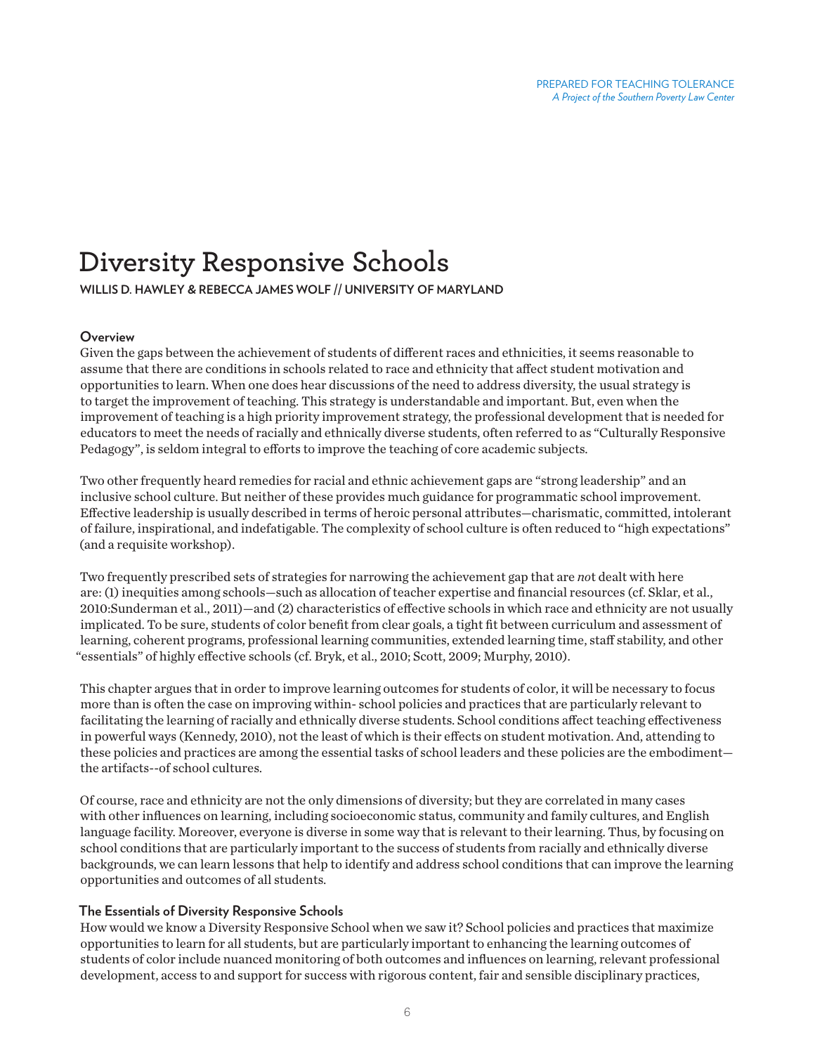PREPARED FOR TEACHING TOLERANCE
*A Project of the Southern Poverty Law Center*

# Diversity Responsive Schools

**WILLIS D. HAWLEY & REBECCA JAMES WOLF // UNIVERSITY OF MARYLAND**

## Overview

Given the gaps between the achievement of students of different races and ethnicities, it seems reasonable to assume that there are conditions in schools related to race and ethnicity that affect student motivation and opportunities to learn. When one does hear discussions of the need to address diversity, the usual strategy is to target the improvement of teaching. This strategy is understandable and important. But, even when the improvement of teaching is a high priority improvement strategy, the professional development that is needed for educators to meet the needs of racially and ethnically diverse students, often referred to as "Culturally Responsive Pedagogy", is seldom integral to efforts to improve the teaching of core academic subjects.

Two other frequently heard remedies for racial and ethnic achievement gaps are "strong leadership" and an inclusive school culture. But neither of these provides much guidance for programmatic school improvement. Effective leadership is usually described in terms of heroic personal attributes—charismatic, committed, intolerant of failure, inspirational, and indefatigable. The complexity of school culture is often reduced to "high expectations" (and a requisite workshop).

Two frequently prescribed sets of strategies for narrowing the achievement gap that are *not* dealt with here are: (1) inequities among schools—such as allocation of teacher expertise and financial resources (cf. Sklar, et al., 2010:Sunderman et al., 2011)—and (2) characteristics of effective schools in which race and ethnicity are not usually implicated. To be sure, students of color benefit from clear goals, a tight fit between curriculum and assessment of learning, coherent programs, professional learning communities, extended learning time, staff stability, and other "essentials" of highly effective schools (cf. Bryk, et al., 2010; Scott, 2009; Murphy, 2010).

This chapter argues that in order to improve learning outcomes for students of color, it will be necessary to focus more than is often the case on improving within- school policies and practices that are particularly relevant to facilitating the learning of racially and ethnically diverse students. School conditions affect teaching effectiveness in powerful ways (Kennedy, 2010), not the least of which is their effects on student motivation. And, attending to these policies and practices are among the essential tasks of school leaders and these policies are the embodiment—the artifacts--of school cultures.

Of course, race and ethnicity are not the only dimensions of diversity; but they are correlated in many cases with other influences on learning, including socioeconomic status, community and family cultures, and English language facility. Moreover, everyone is diverse in some way that is relevant to their learning. Thus, by focusing on school conditions that are particularly important to the success of students from racially and ethnically diverse backgrounds, we can learn lessons that help to identify and address school conditions that can improve the learning opportunities and outcomes of all students.

## The Essentials of Diversity Responsive Schools

How would we know a Diversity Responsive School when we saw it? School policies and practices that maximize opportunities to learn for all students, but are particularly important to enhancing the learning outcomes of students of color include nuanced monitoring of both outcomes and influences on learning, relevant professional development, access to and support for success with rigorous content, fair and sensible disciplinary practices,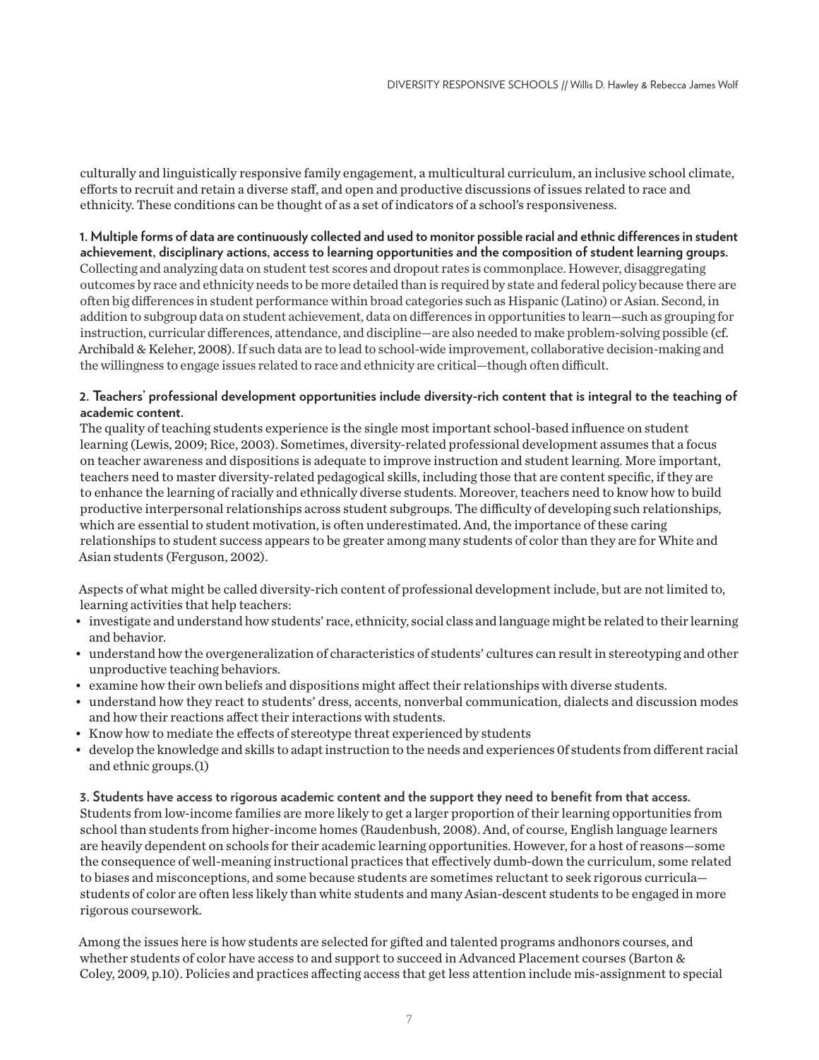culturally and linguistically responsive family engagement, a multicultural curriculum, an inclusive school climate, efforts to recruit and retain a diverse staff, and open and productive discussions of issues related to race and ethnicity. These conditions can be thought of as a set of indicators of a school's responsiveness.

**1. Multiple forms of data are continuously collected and used to monitor possible racial and ethnic differences in student achievement, disciplinary actions, access to learning opportunities and the composition of student learning groups.**
Collecting and analyzing data on student test scores and dropout rates is commonplace. However, disaggregating outcomes by race and ethnicity needs to be more detailed than is required by state and federal policy because there are often big differences in student performance within broad categories such as Hispanic (Latino) or Asian. Second, in addition to subgroup data on student achievement, data on differences in opportunities to learn—such as grouping for instruction, curricular differences, attendance, and discipline—are also needed to make problem-solving possible (cf. Archibald & Keleher, 2008). If such data are to lead to school-wide improvement, collaborative decision-making and the willingness to engage issues related to race and ethnicity are critical—though often difficult.

**2. Teachers' professional development opportunities include diversity-rich content that is integral to the teaching of academic content.**
The quality of teaching students experience is the single most important school-based influence on student learning (Lewis, 2009; Rice, 2003). Sometimes, diversity-related professional development assumes that a focus on teacher awareness and dispositions is adequate to improve instruction and student learning. More important, teachers need to master diversity-related pedagogical skills, including those that are content specific, if they are to enhance the learning of racially and ethnically diverse students. Moreover, teachers need to know how to build productive interpersonal relationships across student subgroups. The difficulty of developing such relationships, which are essential to student motivation, is often underestimated. And, the importance of these caring relationships to student success appears to be greater among many students of color than they are for White and Asian students (Ferguson, 2002).

Aspects of what might be called diversity-rich content of professional development include, but are not limited to, learning activities that help teachers:

- investigate and understand how students' race, ethnicity, social class and language might be related to their learning and behavior.
- understand how the overgeneralization of characteristics of students' cultures can result in stereotyping and other unproductive teaching behaviors.
- examine how their own beliefs and dispositions might affect their relationships with diverse students.
- understand how they react to students' dress, accents, nonverbal communication, dialects and discussion modes and how their reactions affect their interactions with students.
- Know how to mediate the effects of stereotype threat experienced by students
- develop the knowledge and skills to adapt instruction to the needs and experiences 0f students from different racial and ethnic groups.(1)

**3. Students have access to rigorous academic content and the support they need to benefit from that access.**
Students from low-income families are more likely to get a larger proportion of their learning opportunities from school than students from higher-income homes (Raudenbush, 2008). And, of course, English language learners are heavily dependent on schools for their academic learning opportunities. However, for a host of reasons—some the consequence of well-meaning instructional practices that effectively dumb-down the curriculum, some related to biases and misconceptions, and some because students are sometimes reluctant to seek rigorous curricula—students of color are often less likely than white students and many Asian-descent students to be engaged in more rigorous coursework.

Among the issues here is how students are selected for gifted and talented programs andhonors courses, and whether students of color have access to and support to succeed in Advanced Placement courses (Barton & Coley, 2009, p.10). Policies and practices affecting access that get less attention include mis-assignment to special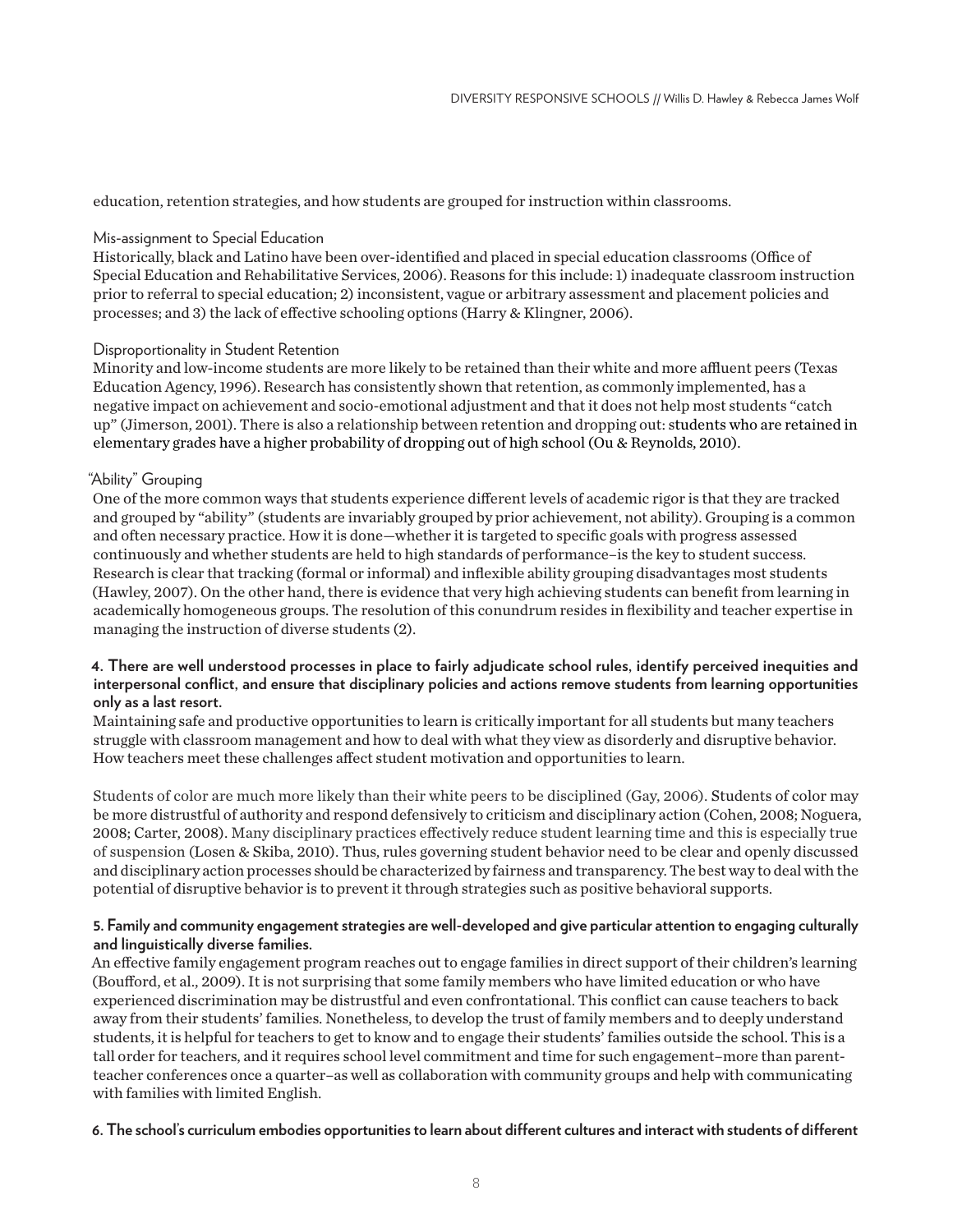education, retention strategies, and how students are grouped for instruction within classrooms.

### Mis-assignment to Special Education

Historically, black and Latino have been over-identified and placed in special education classrooms (Office of Special Education and Rehabilitative Services, 2006). Reasons for this include: 1) inadequate classroom instruction prior to referral to special education; 2) inconsistent, vague or arbitrary assessment and placement policies and processes; and 3) the lack of effective schooling options (Harry & Klingner, 2006).

### Disproportionality in Student Retention

Minority and low-income students are more likely to be retained than their white and more affluent peers (Texas Education Agency, 1996). Research has consistently shown that retention, as commonly implemented, has a negative impact on achievement and socio-emotional adjustment and that it does not help most students "catch up" (Jimerson, 2001). There is also a relationship between retention and dropping out: students who are retained in elementary grades have a higher probability of dropping out of high school (Ou & Reynolds, 2010).

### "Ability" Grouping

One of the more common ways that students experience different levels of academic rigor is that they are tracked and grouped by "ability" (students are invariably grouped by prior achievement, not ability). Grouping is a common and often necessary practice. How it is done—whether it is targeted to specific goals with progress assessed continuously and whether students are held to high standards of performance–is the key to student success. Research is clear that tracking (formal or informal) and inflexible ability grouping disadvantages most students (Hawley, 2007). On the other hand, there is evidence that very high achieving students can benefit from learning in academically homogeneous groups. The resolution of this conundrum resides in flexibility and teacher expertise in managing the instruction of diverse students (2).

**4. There are well understood processes in place to fairly adjudicate school rules, identify perceived inequities and interpersonal conflict, and ensure that disciplinary policies and actions remove students from learning opportunities only as a last resort.**

Maintaining safe and productive opportunities to learn is critically important for all students but many teachers struggle with classroom management and how to deal with what they view as disorderly and disruptive behavior. How teachers meet these challenges affect student motivation and opportunities to learn.

Students of color are much more likely than their white peers to be disciplined (Gay, 2006). Students of color may be more distrustful of authority and respond defensively to criticism and disciplinary action (Cohen, 2008; Noguera, 2008; Carter, 2008). Many disciplinary practices effectively reduce student learning time and this is especially true of suspension (Losen & Skiba, 2010). Thus, rules governing student behavior need to be clear and openly discussed and disciplinary action processes should be characterized by fairness and transparency. The best way to deal with the potential of disruptive behavior is to prevent it through strategies such as positive behavioral supports.

**5. Family and community engagement strategies are well-developed and give particular attention to engaging culturally and linguistically diverse families.**

An effective family engagement program reaches out to engage families in direct support of their children's learning (Bouffard, et al., 2009). It is not surprising that some family members who have limited education or who have experienced discrimination may be distrustful and even confrontational. This conflict can cause teachers to back away from their students' families. Nonetheless, to develop the trust of family members and to deeply understand students, it is helpful for teachers to get to know and to engage their students' families outside the school. This is a tall order for teachers, and it requires school level commitment and time for such engagement–more than parent-teacher conferences once a quarter–as well as collaboration with community groups and help with communicating with families with limited English.

**6. The school's curriculum embodies opportunities to learn about different cultures and interact with students of different**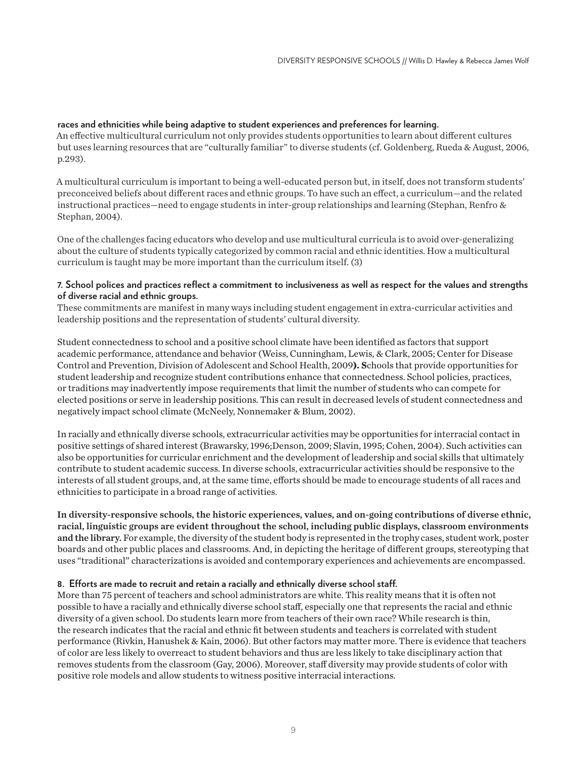**races and ethnicities while being adaptive to student experiences and preferences for learning.**
An effective multicultural curriculum not only provides students opportunities to learn about different cultures but uses learning resources that are "culturally familiar" to diverse students (cf. Goldenberg, Rueda & August, 2006, p.293).

A multicultural curriculum is important to being a well-educated person but, in itself, does not transform students' preconceived beliefs about different races and ethnic groups. To have such an effect, a curriculum—and the related instructional practices—need to engage students in inter-group relationships and learning (Stephan, Renfro & Stephan, 2004).

One of the challenges facing educators who develop and use multicultural curricula is to avoid over-generalizing about the culture of students typically categorized by common racial and ethnic identities. How a multicultural curriculum is taught may be more important than the curriculum itself. (3)

**7. School polices and practices reflect a commitment to inclusiveness as well as respect for the values and strengths of diverse racial and ethnic groups.**
These commitments are manifest in many ways including student engagement in extra-curricular activities and leadership positions and the representation of students' cultural diversity.

Student connectedness to school and a positive school climate have been identified as factors that support academic performance, attendance and behavior (Weiss, Cunningham, Lewis, & Clark, 2005; Center for Disease Control and Prevention, Division of Adolescent and School Health, 2009**). S**chools that provide opportunities for student leadership and recognize student contributions enhance that connectedness. School policies, practices, or traditions may inadvertently impose requirements that limit the number of students who can compete for elected positions or serve in leadership positions. This can result in decreased levels of student connectedness and negatively impact school climate (McNeely, Nonnemaker & Blum, 2002).

In racially and ethnically diverse schools, extracurricular activities may be opportunities for interracial contact in positive settings of shared interest (Brawarsky, 1996;Denson, 2009; Slavin, 1995; Cohen, 2004). Such activities can also be opportunities for curricular enrichment and the development of leadership and social skills that ultimately contribute to student academic success. In diverse schools, extracurricular activities should be responsive to the interests of all student groups, and, at the same time, efforts should be made to encourage students of all races and ethnicities to participate in a broad range of activities.

**In diversity-responsive schools, the historic experiences, values, and on-going contributions of diverse ethnic, racial, linguistic groups are evident throughout the school, including public displays, classroom environments and the library.** For example, the diversity of the student body is represented in the trophy cases, student work, poster boards and other public places and classrooms. And, in depicting the heritage of different groups, stereotyping that uses "traditional" characterizations is avoided and contemporary experiences and achievements are encompassed.

**8. Efforts are made to recruit and retain a racially and ethnically diverse school staff.**
More than 75 percent of teachers and school administrators are white. This reality means that it is often not possible to have a racially and ethnically diverse school staff, especially one that represents the racial and ethnic diversity of a given school. Do students learn more from teachers of their own race? While research is thin, the research indicates that the racial and ethnic fit between students and teachers is correlated with student performance (Rivkin, Hanushek & Kain, 2006). But other factors may matter more. There is evidence that teachers of color are less likely to overreact to student behaviors and thus are less likely to take disciplinary action that removes students from the classroom (Gay, 2006). Moreover, staff diversity may provide students of color with positive role models and allow students to witness positive interracial interactions.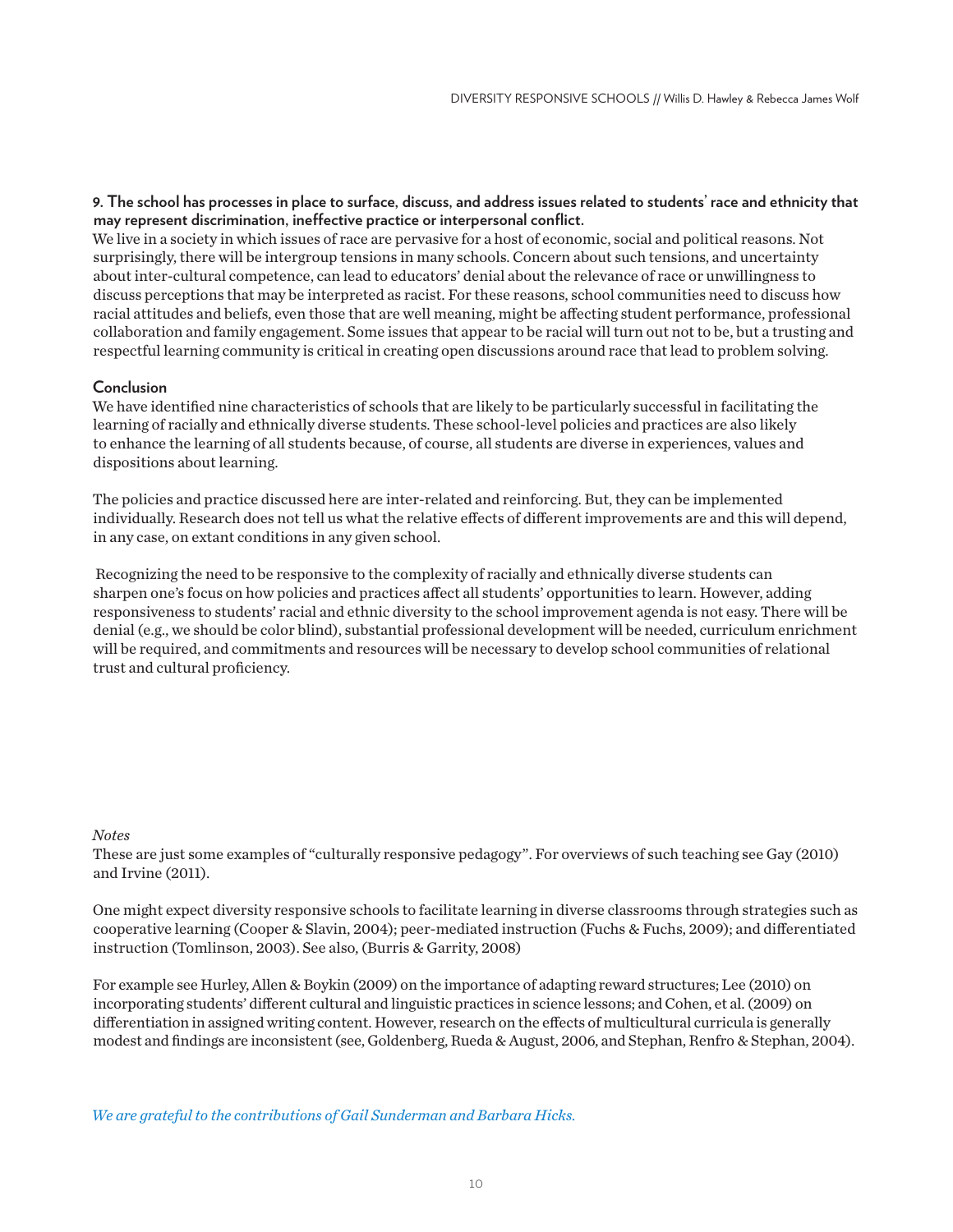**9. The school has processes in place to surface, discuss, and address issues related to students' race and ethnicity that may represent discrimination, ineffective practice or interpersonal conflict.**

We live in a society in which issues of race are pervasive for a host of economic, social and political reasons. Not surprisingly, there will be intergroup tensions in many schools. Concern about such tensions, and uncertainty about inter-cultural competence, can lead to educators' denial about the relevance of race or unwillingness to discuss perceptions that may be interpreted as racist. For these reasons, school communities need to discuss how racial attitudes and beliefs, even those that are well meaning, might be affecting student performance, professional collaboration and family engagement. Some issues that appear to be racial will turn out not to be, but a trusting and respectful learning community is critical in creating open discussions around race that lead to problem solving.

## Conclusion

We have identified nine characteristics of schools that are likely to be particularly successful in facilitating the learning of racially and ethnically diverse students. These school-level policies and practices are also likely to enhance the learning of all students because, of course, all students are diverse in experiences, values and dispositions about learning.

The policies and practice discussed here are inter-related and reinforcing. But, they can be implemented individually. Research does not tell us what the relative effects of different improvements are and this will depend, in any case, on extant conditions in any given school.

Recognizing the need to be responsive to the complexity of racially and ethnically diverse students can sharpen one's focus on how policies and practices affect all students' opportunities to learn. However, adding responsiveness to students' racial and ethnic diversity to the school improvement agenda is not easy. There will be denial (e.g., we should be color blind), substantial professional development will be needed, curriculum enrichment will be required, and commitments and resources will be necessary to develop school communities of relational trust and cultural proficiency.

*Notes*

These are just some examples of "culturally responsive pedagogy". For overviews of such teaching see Gay (2010) and Irvine (2011).

One might expect diversity responsive schools to facilitate learning in diverse classrooms through strategies such as cooperative learning (Cooper & Slavin, 2004); peer-mediated instruction (Fuchs & Fuchs, 2009); and differentiated instruction (Tomlinson, 2003). See also, (Burris & Garrity, 2008)

For example see Hurley, Allen & Boykin (2009) on the importance of adapting reward structures; Lee (2010) on incorporating students' different cultural and linguistic practices in science lessons; and Cohen, et al. (2009) on differentiation in assigned writing content. However, research on the effects of multicultural curricula is generally modest and findings are inconsistent (see, Goldenberg, Rueda & August, 2006, and Stephan, Renfro & Stephan, 2004).

*We are grateful to the contributions of Gail Sunderman and Barbara Hicks.*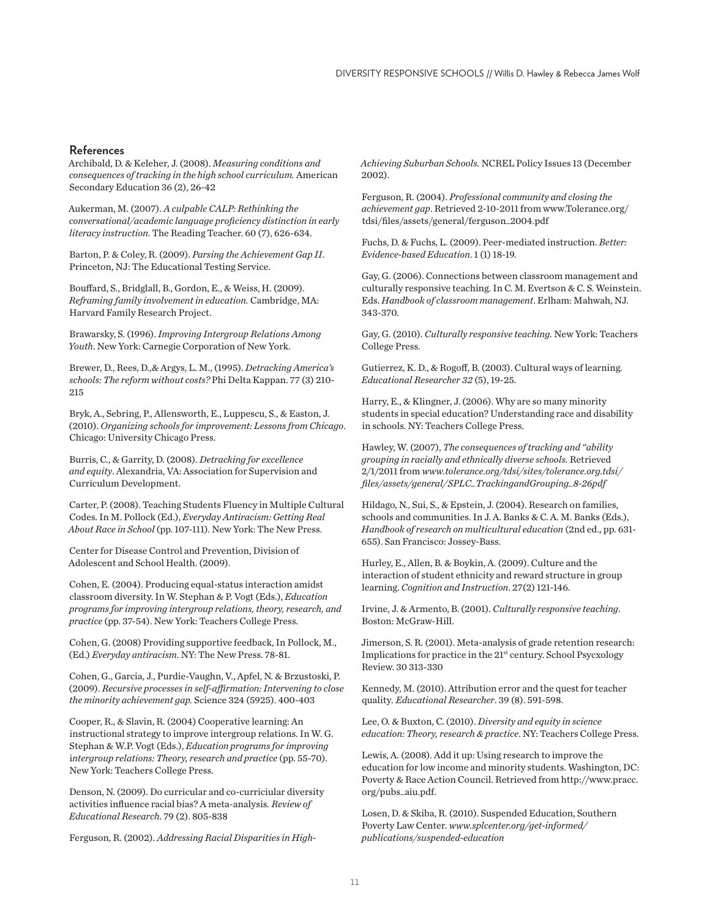## References

Archibald, D. & Keleher, J. (2008). *Measuring conditions and consequences of tracking in the high school curriculum.* American Secondary Education 36 (2), 26-42

Aukerman, M. (2007). *A culpable CALP: Rethinking the conversational/academic language proficiency distinction in early literacy instruction.* The Reading Teacher. 60 (7), 626-634.

Barton, P. & Coley, R. (2009). *Parsing the Achievement Gap II*. Princeton, NJ: The Educational Testing Service.

Bouffard, S., Bridglall, B., Gordon, E., & Weiss, H. (2009). *Reframing family involvement in education.* Cambridge, MA: Harvard Family Research Project.

Brawarsky, S. (1996). *Improving Intergroup Relations Among Youth*. New York: Carnegie Corporation of New York.

Brewer, D., Rees, D.,& Argys, L. M., (1995). *Detracking America's schools: The reform without costs?* Phi Delta Kappan. 77 (3) 210-215

Bryk, A., Sebring, P., Allensworth, E., Luppescu, S., & Easton, J. (2010). *Organizing schools for improvement: Lessons from Chicago*. Chicago: University Chicago Press.

Burris, C., & Garrity, D. (2008). *Detracking for excellence and equity*. Alexandria, VA: Association for Supervision and Curriculum Development.

Carter, P. (2008). Teaching Students Fluency in Multiple Cultural Codes. In M. Pollock (Ed.), *Everyday Antiracism: Getting Real About Race in School* (pp. 107-111). New York: The New Press.

Center for Disease Control and Prevention, Division of Adolescent and School Health. (2009).

Cohen, E. (2004). Producing equal-status interaction amidst classroom diversity. In W. Stephan & P. Vogt (Eds.), *Education programs for improving intergroup relations, theory, research, and practice* (pp. 37-54). New York: Teachers College Press.

Cohen, G. (2008) Providing supportive feedback, In Pollock, M., (Ed.) *Everyday antiracism*. NY: The New Press. 78-81.

Cohen, G., Garcia, J., Purdie-Vaughn, V., Apfel, N. & Brzustoski, P. (2009). *Recursive processes in self-affirmation: Intervening to close the minority achievement gap.* Science 324 (5925). 400-403

Cooper, R., & Slavin, R. (2004) Cooperative learning: An instructional strategy to improve intergroup relations. In W. G. Stephan & W.P. Vogt (Eds.), *Education programs for improving intergroup relations: Theory, research and practice* (pp. 55-70). New York: Teachers College Press.

Denson, N. (2009). Do curricular and co-curriciular diversity activities influence racial bias? A meta-analysis. *Review of Educational Research*. 79 (2). 805-838

Ferguson, R. (2002). *Addressing Racial Disparities in High-Achieving Suburban Schools.* NCREL Policy Issues 13 (December 2002).

Ferguson, R. (2004). *Professional community and closing the achievement gap*. Retrieved 2-10-2011 from www.Tolerance.org/tdsi/files/assets/general/ferguson_2004.pdf

Fuchs, D. & Fuchs, L. (2009). Peer-mediated instruction. *Better: Evidence-based Education*. 1 (1) 18-19.

Gay, G. (2006). Connections between classroom management and culturally responsive teaching. In C. M. Evertson & C. S. Weinstein. Eds. *Handbook of classroom management*. Erlham: Mahwah, NJ. 343-370.

Gay, G. (2010). *Culturally responsive teaching.* New York: Teachers College Press.

Gutierrez, K. D., & Rogoff, B. (2003). Cultural ways of learning. *Educational Researcher 32* (5), 19-25.

Harry, E., & Klingner, J. (2006). Why are so many minority students in special education? Understanding race and disability in schools. NY: Teachers College Press.

Hawley, W. (2007), *The consequences of tracking and "ability grouping in racially and ethnically diverse schools.* Retrieved 2/1/2011 from *www.tolerance.org/tdsi/sites/tolerance.org.tdsi/files/assets/general/SPLC_TrackingandGrouping_8-26pdf*

Hildago, N., Sui, S., & Epstein, J. (2004). Research on families, schools and communities. In J. A. Banks & C. A. M. Banks (Eds.), *Handbook of research on multicultural education* (2nd ed., pp. 631-655). San Francisco: Jossey-Bass.

Hurley, E., Allen, B. & Boykin, A. (2009). Culture and the interaction of student ethnicity and reward structure in group learning. *Cognition and Instruction*. 27(2) 121-146.

Irvine, J. & Armento, B. (2001). *Culturally responsive teaching*. Boston: McGraw-Hill.

Jimerson, S. R. (2001). Meta-analysis of grade retention research: Implications for practice in the 21st century. School Psycxology Review. 30 313-330

Kennedy, M. (2010). Attribution error and the quest for teacher quality. *Educational Researcher*. 39 (8). 591-598.

Lee, O. & Buxton, C. (2010). *Diversity and equity in science education: Theory, research & practice*. NY: Teachers College Press.

Lewis, A. (2008). Add it up: Using research to improve the education for low income and minority students. Washington, DC: Poverty & Race Action Council. Retrieved from http://www.pracc.org/pubs_aiu.pdf.

Losen, D. & Skiba, R. (2010). Suspended Education, Southern Poverty Law Center. *www.splcenter.org/get-informed/publications/suspended-education*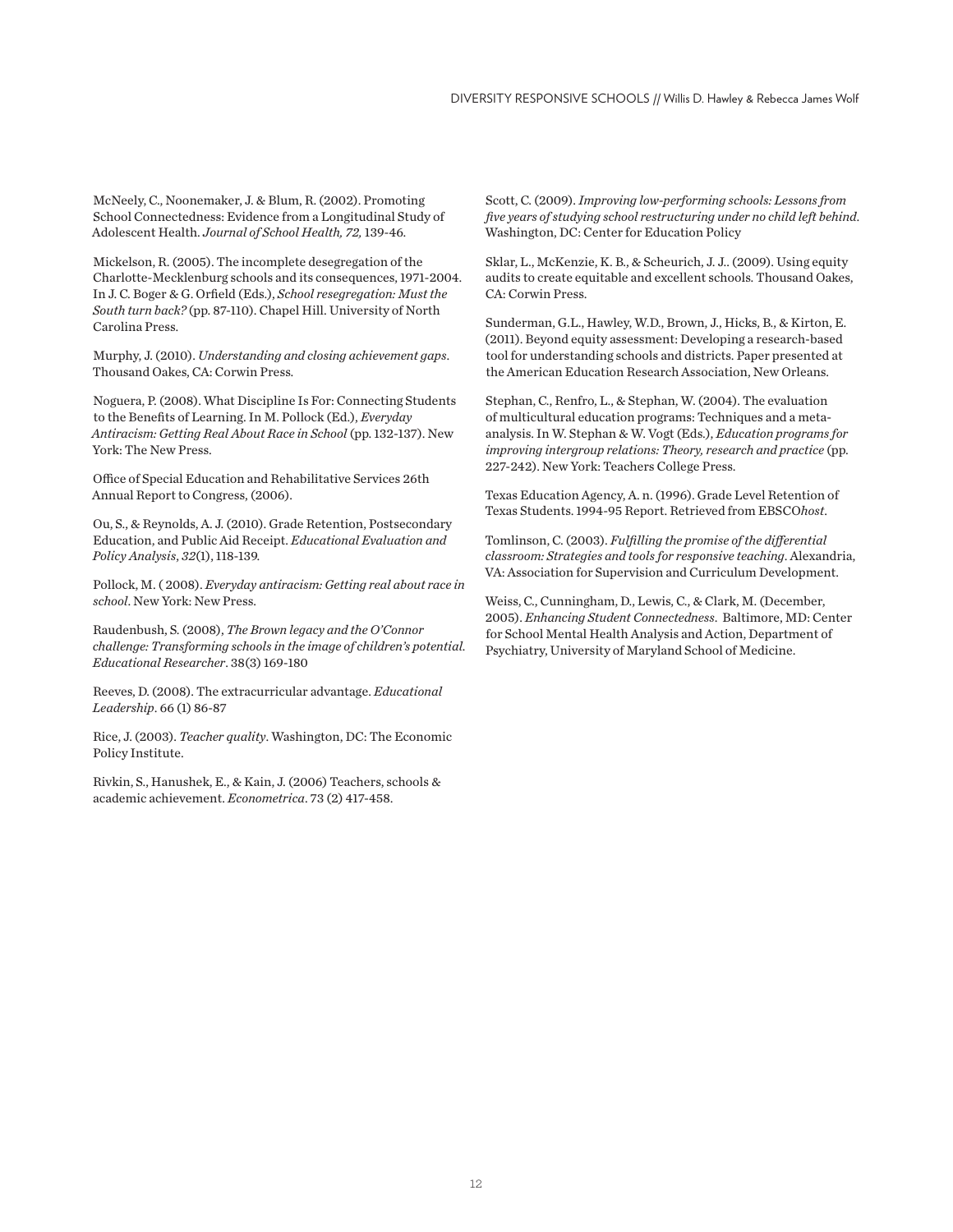McNeely, C., Noonemaker, J. & Blum, R. (2002). Promoting School Connectedness: Evidence from a Longitudinal Study of Adolescent Health. *Journal of School Health, 72,* 139-46.

Mickelson, R. (2005). The incomplete desegregation of the Charlotte-Mecklenburg schools and its consequences, 1971-2004. In J. C. Boger & G. Orfield (Eds.), *School resegregation: Must the South turn back?* (pp. 87-110). Chapel Hill. University of North Carolina Press.

Murphy, J. (2010). *Understanding and closing achievement gaps*. Thousand Oakes, CA: Corwin Press.

Noguera, P. (2008). What Discipline Is For: Connecting Students to the Benefits of Learning. In M. Pollock (Ed.), *Everyday Antiracism: Getting Real About Race in School* (pp. 132-137). New York: The New Press.

Office of Special Education and Rehabilitative Services 26th Annual Report to Congress, (2006).

Ou, S., & Reynolds, A. J. (2010). Grade Retention, Postsecondary Education, and Public Aid Receipt. *Educational Evaluation and Policy Analysis*, *32*(1), 118-139.

Pollock, M. ( 2008). *Everyday antiracism: Getting real about race in school*. New York: New Press.

Raudenbush, S. (2008), *The Brown legacy and the O'Connor challenge: Transforming schools in the image of children's potential. Educational Researcher*. 38(3) 169-180

Reeves, D. (2008). The extracurricular advantage. *Educational Leadership*. 66 (1) 86-87

Rice, J. (2003). *Teacher quality*. Washington, DC: The Economic Policy Institute.

Rivkin, S., Hanushek, E., & Kain, J. (2006) Teachers, schools & academic achievement. *Econometrica*. 73 (2) 417-458.

Scott, C. (2009). *Improving low-performing schools: Lessons from five years of studying school restructuring under no child left behind*. Washington, DC: Center for Education Policy

Sklar, L., McKenzie, K. B., & Scheurich, J. J.. (2009). Using equity audits to create equitable and excellent schools. Thousand Oakes, CA: Corwin Press.

Sunderman, G.L., Hawley, W.D., Brown, J., Hicks, B., & Kirton, E. (2011). Beyond equity assessment: Developing a research-based tool for understanding schools and districts. Paper presented at the American Education Research Association, New Orleans.

Stephan, C., Renfro, L., & Stephan, W. (2004). The evaluation of multicultural education programs: Techniques and a meta-analysis. In W. Stephan & W. Vogt (Eds.), *Education programs for improving intergroup relations: Theory, research and practice* (pp. 227-242). New York: Teachers College Press.

Texas Education Agency, A. n. (1996). Grade Level Retention of Texas Students. 1994-95 Report. Retrieved from EBSCO*host*.

Tomlinson, C. (2003). *Fulfilling the promise of the differential classroom: Strategies and tools for responsive teaching*. Alexandria, VA: Association for Supervision and Curriculum Development.

Weiss, C., Cunningham, D., Lewis, C., & Clark, M. (December, 2005). *Enhancing Student Connectedness*. Baltimore, MD: Center for School Mental Health Analysis and Action, Department of Psychiatry, University of Maryland School of Medicine.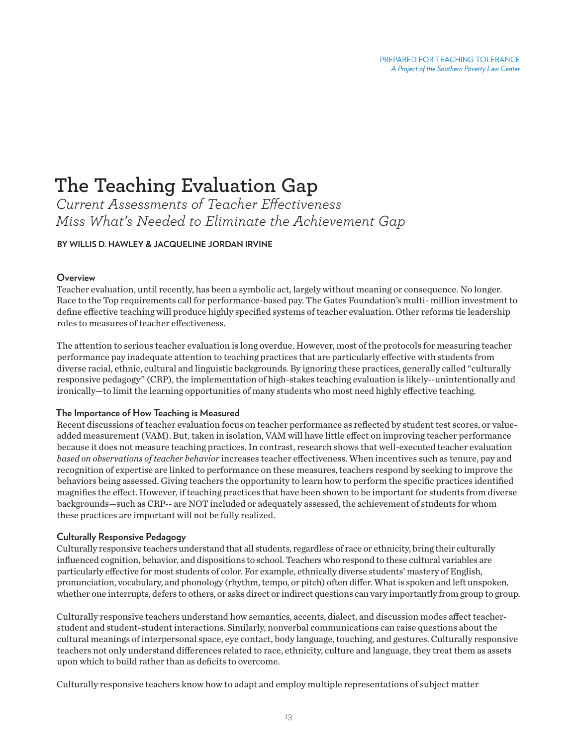PREPARED FOR TEACHING TOLERANCE
*A Project of the Southern Poverty Law Center*

# The Teaching Evaluation Gap

*Current Assessments of Teacher Effectiveness Miss What's Needed to Eliminate the Achievement Gap*

**BY WILLIS D. HAWLEY & JACQUELINE JORDAN IRVINE**

### Overview

Teacher evaluation, until recently, has been a symbolic act, largely without meaning or consequence. No longer. Race to the Top requirements call for performance-based pay. The Gates Foundation's multi- million investment to define effective teaching will produce highly specified systems of teacher evaluation. Other reforms tie leadership roles to measures of teacher effectiveness.

The attention to serious teacher evaluation is long overdue. However, most of the protocols for measuring teacher performance pay inadequate attention to teaching practices that are particularly effective with students from diverse racial, ethnic, cultural and linguistic backgrounds. By ignoring these practices, generally called "culturally responsive pedagogy" (CRP), the implementation of high-stakes teaching evaluation is likely--unintentionally and ironically—to limit the learning opportunities of many students who most need highly effective teaching.

### The Importance of How Teaching is Measured

Recent discussions of teacher evaluation focus on teacher performance as reflected by student test scores, or value-added measurement (VAM). But, taken in isolation, VAM will have little effect on improving teacher performance because it does not measure teaching practices. In contrast, research shows that well-executed teacher evaluation *based on observations of teacher behavior* increases teacher effectiveness. When incentives such as tenure, pay and recognition of expertise are linked to performance on these measures, teachers respond by seeking to improve the behaviors being assessed. Giving teachers the opportunity to learn how to perform the specific practices identified magnifies the effect. However, if teaching practices that have been shown to be important for students from diverse backgrounds—such as CRP-- are NOT included or adequately assessed, the achievement of students for whom these practices are important will not be fully realized.

### Culturally Responsive Pedagogy

Culturally responsive teachers understand that all students, regardless of race or ethnicity, bring their culturally influenced cognition, behavior, and dispositions to school. Teachers who respond to these cultural variables are particularly effective for most students of color. For example, ethnically diverse students' mastery of English, pronunciation, vocabulary, and phonology (rhythm, tempo, or pitch) often differ. What is spoken and left unspoken, whether one interrupts, defers to others, or asks direct or indirect questions can vary importantly from group to group.

Culturally responsive teachers understand how semantics, accents, dialect, and discussion modes affect teacher-student and student-student interactions. Similarly, nonverbal communications can raise questions about the cultural meanings of interpersonal space, eye contact, body language, touching, and gestures. Culturally responsive teachers not only understand differences related to race, ethnicity, culture and language, they treat them as assets upon which to build rather than as deficits to overcome.

Culturally responsive teachers know how to adapt and employ multiple representations of subject matter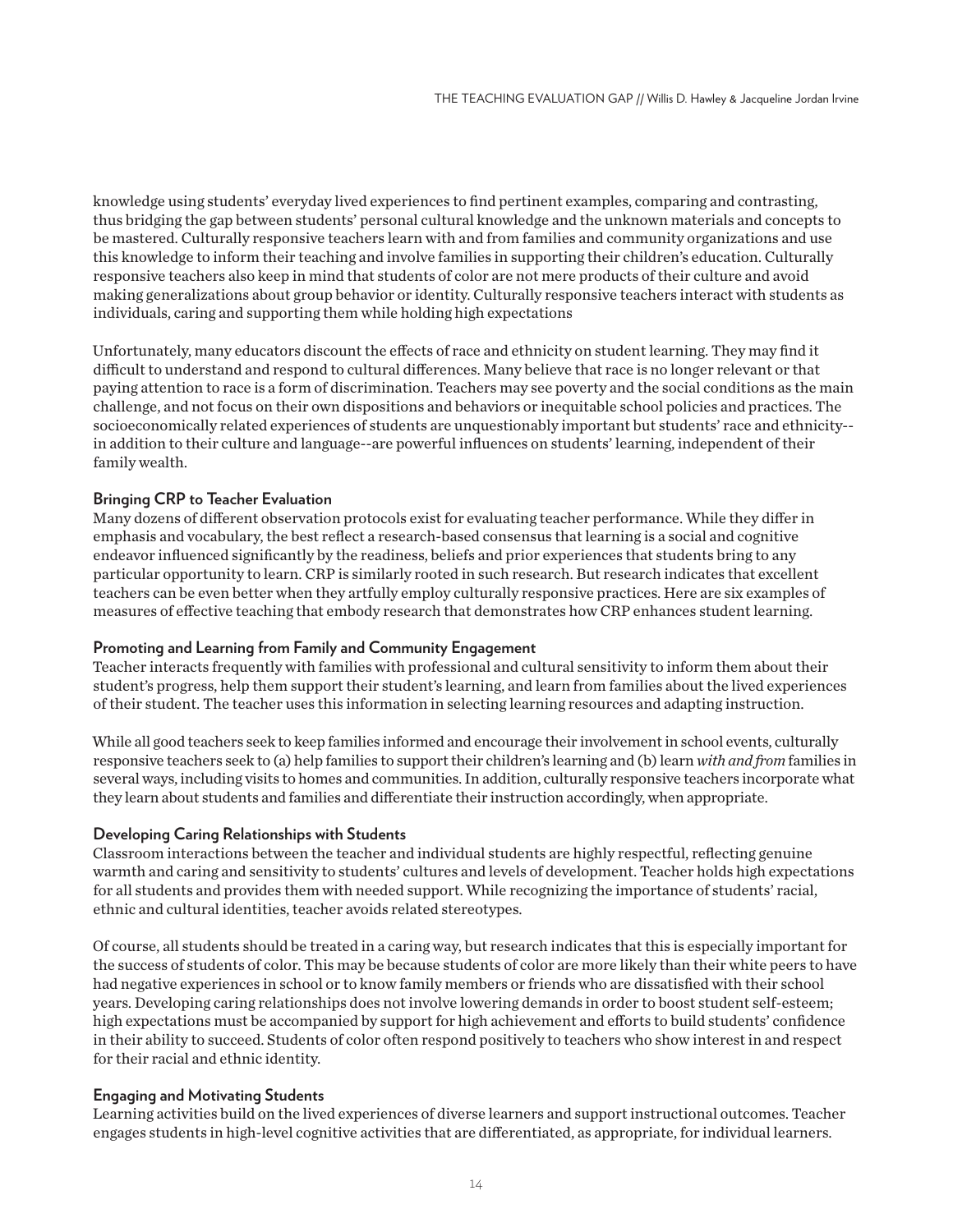knowledge using students' everyday lived experiences to find pertinent examples, comparing and contrasting, thus bridging the gap between students' personal cultural knowledge and the unknown materials and concepts to be mastered. Culturally responsive teachers learn with and from families and community organizations and use this knowledge to inform their teaching and involve families in supporting their children's education. Culturally responsive teachers also keep in mind that students of color are not mere products of their culture and avoid making generalizations about group behavior or identity. Culturally responsive teachers interact with students as individuals, caring and supporting them while holding high expectations

Unfortunately, many educators discount the effects of race and ethnicity on student learning. They may find it difficult to understand and respond to cultural differences. Many believe that race is no longer relevant or that paying attention to race is a form of discrimination. Teachers may see poverty and the social conditions as the main challenge, and not focus on their own dispositions and behaviors or inequitable school policies and practices. The socioeconomically related experiences of students are unquestionably important but students' race and ethnicity--in addition to their culture and language--are powerful influences on students' learning, independent of their family wealth.

### Bringing CRP to Teacher Evaluation

Many dozens of different observation protocols exist for evaluating teacher performance. While they differ in emphasis and vocabulary, the best reflect a research-based consensus that learning is a social and cognitive endeavor influenced significantly by the readiness, beliefs and prior experiences that students bring to any particular opportunity to learn. CRP is similarly rooted in such research. But research indicates that excellent teachers can be even better when they artfully employ culturally responsive practices. Here are six examples of measures of effective teaching that embody research that demonstrates how CRP enhances student learning.

### Promoting and Learning from Family and Community Engagement

Teacher interacts frequently with families with professional and cultural sensitivity to inform them about their student's progress, help them support their student's learning, and learn from families about the lived experiences of their student. The teacher uses this information in selecting learning resources and adapting instruction.

While all good teachers seek to keep families informed and encourage their involvement in school events, culturally responsive teachers seek to (a) help families to support their children's learning and (b) learn *with and from* families in several ways, including visits to homes and communities. In addition, culturally responsive teachers incorporate what they learn about students and families and differentiate their instruction accordingly, when appropriate.

### Developing Caring Relationships with Students

Classroom interactions between the teacher and individual students are highly respectful, reflecting genuine warmth and caring and sensitivity to students' cultures and levels of development. Teacher holds high expectations for all students and provides them with needed support. While recognizing the importance of students' racial, ethnic and cultural identities, teacher avoids related stereotypes.

Of course, all students should be treated in a caring way, but research indicates that this is especially important for the success of students of color. This may be because students of color are more likely than their white peers to have had negative experiences in school or to know family members or friends who are dissatisfied with their school years. Developing caring relationships does not involve lowering demands in order to boost student self-esteem; high expectations must be accompanied by support for high achievement and efforts to build students' confidence in their ability to succeed. Students of color often respond positively to teachers who show interest in and respect for their racial and ethnic identity.

### Engaging and Motivating Students

Learning activities build on the lived experiences of diverse learners and support instructional outcomes. Teacher engages students in high-level cognitive activities that are differentiated, as appropriate, for individual learners.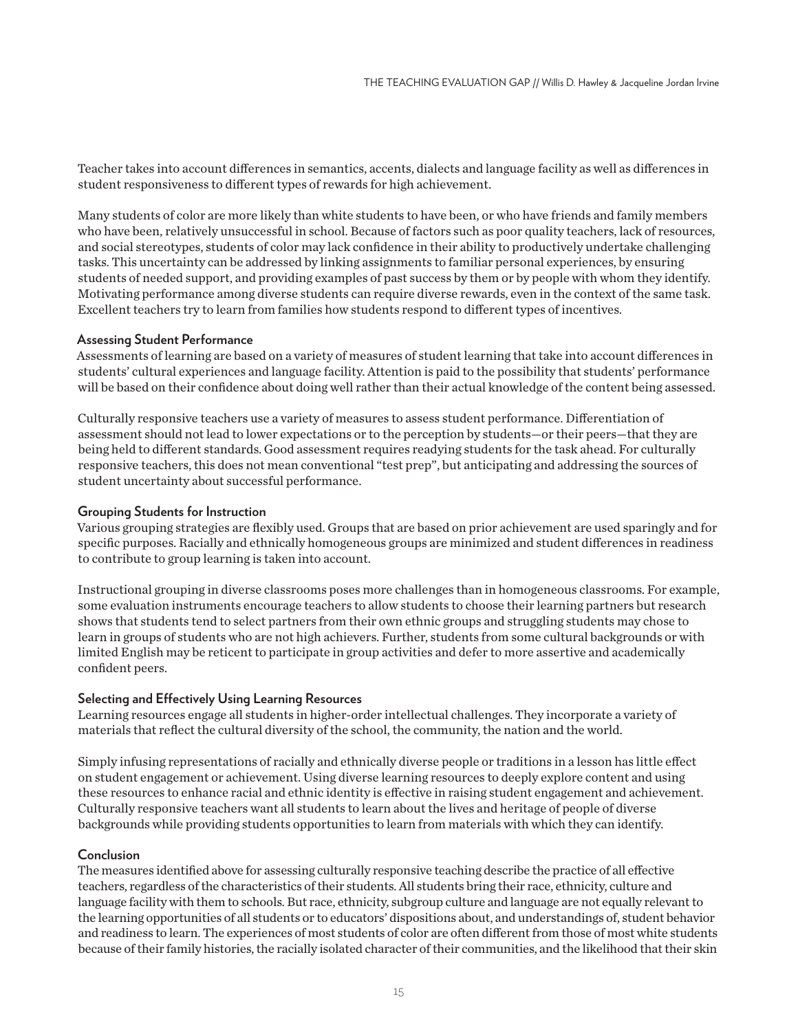Teacher takes into account differences in semantics, accents, dialects and language facility as well as differences in student responsiveness to different types of rewards for high achievement.

Many students of color are more likely than white students to have been, or who have friends and family members who have been, relatively unsuccessful in school. Because of factors such as poor quality teachers, lack of resources, and social stereotypes, students of color may lack confidence in their ability to productively undertake challenging tasks. This uncertainty can be addressed by linking assignments to familiar personal experiences, by ensuring students of needed support, and providing examples of past success by them or by people with whom they identify. Motivating performance among diverse students can require diverse rewards, even in the context of the same task. Excellent teachers try to learn from families how students respond to different types of incentives.

### Assessing Student Performance

Assessments of learning are based on a variety of measures of student learning that take into account differences in students' cultural experiences and language facility. Attention is paid to the possibility that students' performance will be based on their confidence about doing well rather than their actual knowledge of the content being assessed.

Culturally responsive teachers use a variety of measures to assess student performance. Differentiation of assessment should not lead to lower expectations or to the perception by students—or their peers—that they are being held to different standards. Good assessment requires readying students for the task ahead. For culturally responsive teachers, this does not mean conventional "test prep", but anticipating and addressing the sources of student uncertainty about successful performance.

### Grouping Students for Instruction

Various grouping strategies are flexibly used. Groups that are based on prior achievement are used sparingly and for specific purposes. Racially and ethnically homogeneous groups are minimized and student differences in readiness to contribute to group learning is taken into account.

Instructional grouping in diverse classrooms poses more challenges than in homogeneous classrooms. For example, some evaluation instruments encourage teachers to allow students to choose their learning partners but research shows that students tend to select partners from their own ethnic groups and struggling students may chose to learn in groups of students who are not high achievers. Further, students from some cultural backgrounds or with limited English may be reticent to participate in group activities and defer to more assertive and academically confident peers.

### Selecting and Effectively Using Learning Resources

Learning resources engage all students in higher-order intellectual challenges. They incorporate a variety of materials that reflect the cultural diversity of the school, the community, the nation and the world.

Simply infusing representations of racially and ethnically diverse people or traditions in a lesson has little effect on student engagement or achievement. Using diverse learning resources to deeply explore content and using these resources to enhance racial and ethnic identity is effective in raising student engagement and achievement. Culturally responsive teachers want all students to learn about the lives and heritage of people of diverse backgrounds while providing students opportunities to learn from materials with which they can identify.

### Conclusion

The measures identified above for assessing culturally responsive teaching describe the practice of all effective teachers, regardless of the characteristics of their students. All students bring their race, ethnicity, culture and language facility with them to schools. But race, ethnicity, subgroup culture and language are not equally relevant to the learning opportunities of all students or to educators' dispositions about, and understandings of, student behavior and readiness to learn. The experiences of most students of color are often different from those of most white students because of their family histories, the racially isolated character of their communities, and the likelihood that their skin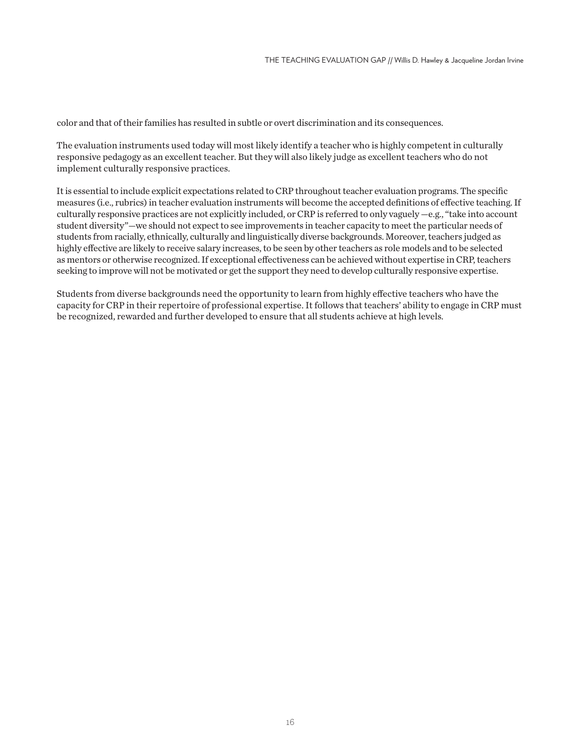color and that of their families has resulted in subtle or overt discrimination and its consequences.

The evaluation instruments used today will most likely identify a teacher who is highly competent in culturally responsive pedagogy as an excellent teacher. But they will also likely judge as excellent teachers who do not implement culturally responsive practices.

It is essential to include explicit expectations related to CRP throughout teacher evaluation programs. The specific measures (i.e., rubrics) in teacher evaluation instruments will become the accepted definitions of effective teaching. If culturally responsive practices are not explicitly included, or CRP is referred to only vaguely —e.g., "take into account student diversity"—we should not expect to see improvements in teacher capacity to meet the particular needs of students from racially, ethnically, culturally and linguistically diverse backgrounds. Moreover, teachers judged as highly effective are likely to receive salary increases, to be seen by other teachers as role models and to be selected as mentors or otherwise recognized. If exceptional effectiveness can be achieved without expertise in CRP, teachers seeking to improve will not be motivated or get the support they need to develop culturally responsive expertise.

Students from diverse backgrounds need the opportunity to learn from highly effective teachers who have the capacity for CRP in their repertoire of professional expertise. It follows that teachers' ability to engage in CRP must be recognized, rewarded and further developed to ensure that all students achieve at high levels.